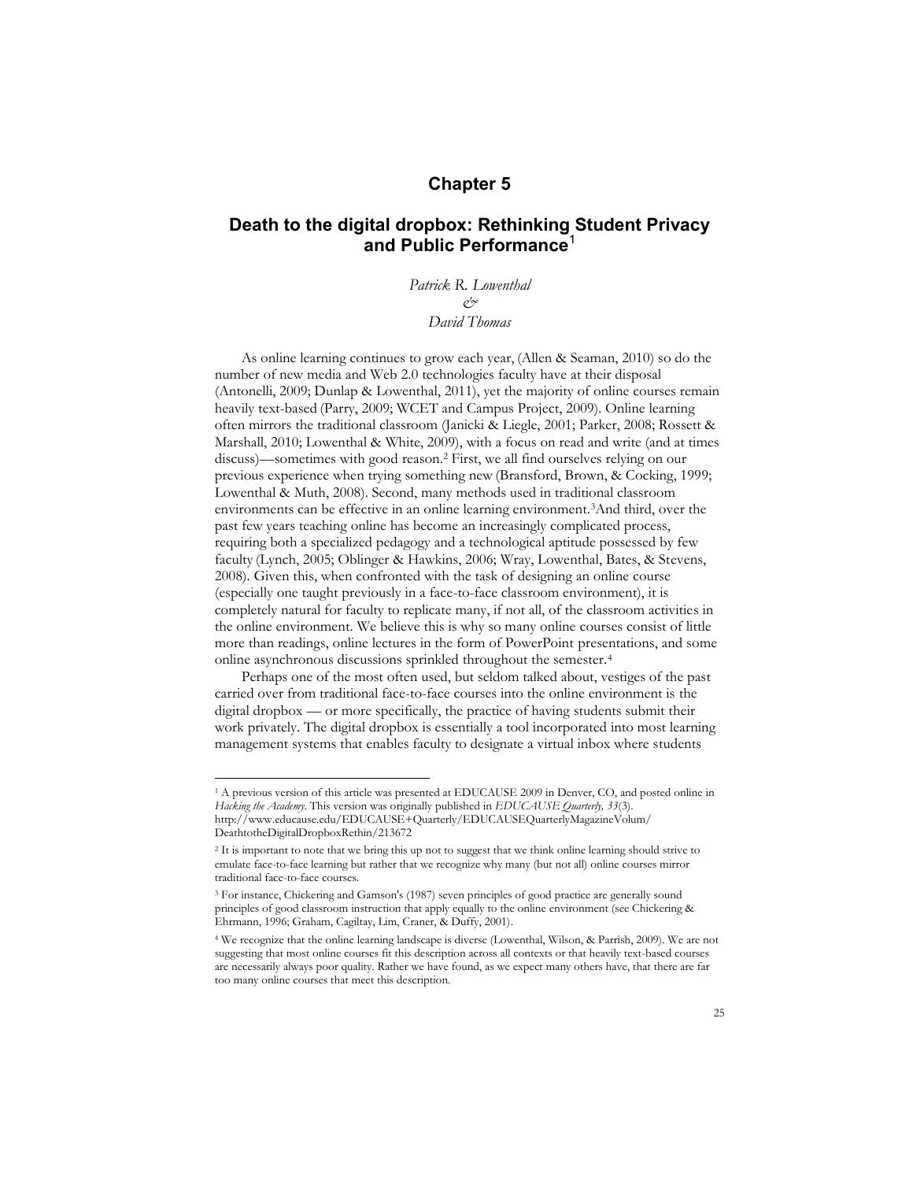# Chapter 5

## Death to the digital dropbox: Rethinking Student Privacy and Public Performance[1]

*Patrick R. Lowenthal*
*&*
*David Thomas*

As online learning continues to grow each year, (Allen & Seaman, 2010) so do the number of new media and Web 2.0 technologies faculty have at their disposal (Antonelli, 2009; Dunlap & Lowenthal, 2011), yet the majority of online courses remain heavily text-based (Parry, 2009; WCET and Campus Project, 2009). Online learning often mirrors the traditional classroom (Janicki & Liegle, 2001; Parker, 2008; Rossett & Marshall, 2010; Lowenthal & White, 2009), with a focus on read and write (and at times discuss)—sometimes with good reason.[2] First, we all find ourselves relying on our previous experience when trying something new (Bransford, Brown, & Cocking, 1999; Lowenthal & Muth, 2008). Second, many methods used in traditional classroom environments can be effective in an online learning environment.[3] And third, over the past few years teaching online has become an increasingly complicated process, requiring both a specialized pedagogy and a technological aptitude possessed by few faculty (Lynch, 2005; Oblinger & Hawkins, 2006; Wray, Lowenthal, Bates, & Stevens, 2008). Given this, when confronted with the task of designing an online course (especially one taught previously in a face-to-face classroom environment), it is completely natural for faculty to replicate many, if not all, of the classroom activities in the online environment. We believe this is why so many online courses consist of little more than readings, online lectures in the form of PowerPoint presentations, and some online asynchronous discussions sprinkled throughout the semester.[4]

Perhaps one of the most often used, but seldom talked about, vestiges of the past carried over from traditional face-to-face courses into the online environment is the digital dropbox — or more specifically, the practice of having students submit their work privately. The digital dropbox is essentially a tool incorporated into most learning management systems that enables faculty to designate a virtual inbox where students

---

[1] A previous version of this article was presented at EDUCAUSE 2009 in Denver, CO, and posted online in *Hacking the Academy*. This version was originally published in *EDUCAUSE Quarterly, 33*(3). http://www.educause.edu/EDUCAUSE+Quarterly/EDUCAUSEQuarterlyMagazineVolum/DeathtotheDigitalDropboxRethin/213672

[2] It is important to note that we bring this up not to suggest that we think online learning should strive to emulate face-to-face learning but rather that we recognize why many (but not all) online courses mirror traditional face-to-face courses.

[3] For instance, Chickering and Gamson's (1987) seven principles of good practice are generally sound principles of good classroom instruction that apply equally to the online environment (see Chickering & Ehrmann, 1996; Graham, Cagiltay, Lim, Craner, & Duffy, 2001).

[4] We recognize that the online learning landscape is diverse (Lowenthal, Wilson, & Parrish, 2009). We are not suggesting that most online courses fit this description across all contexts or that heavily text-based courses are necessarily always poor quality. Rather we have found, as we expect many others have, that there are far too many online courses that meet this description.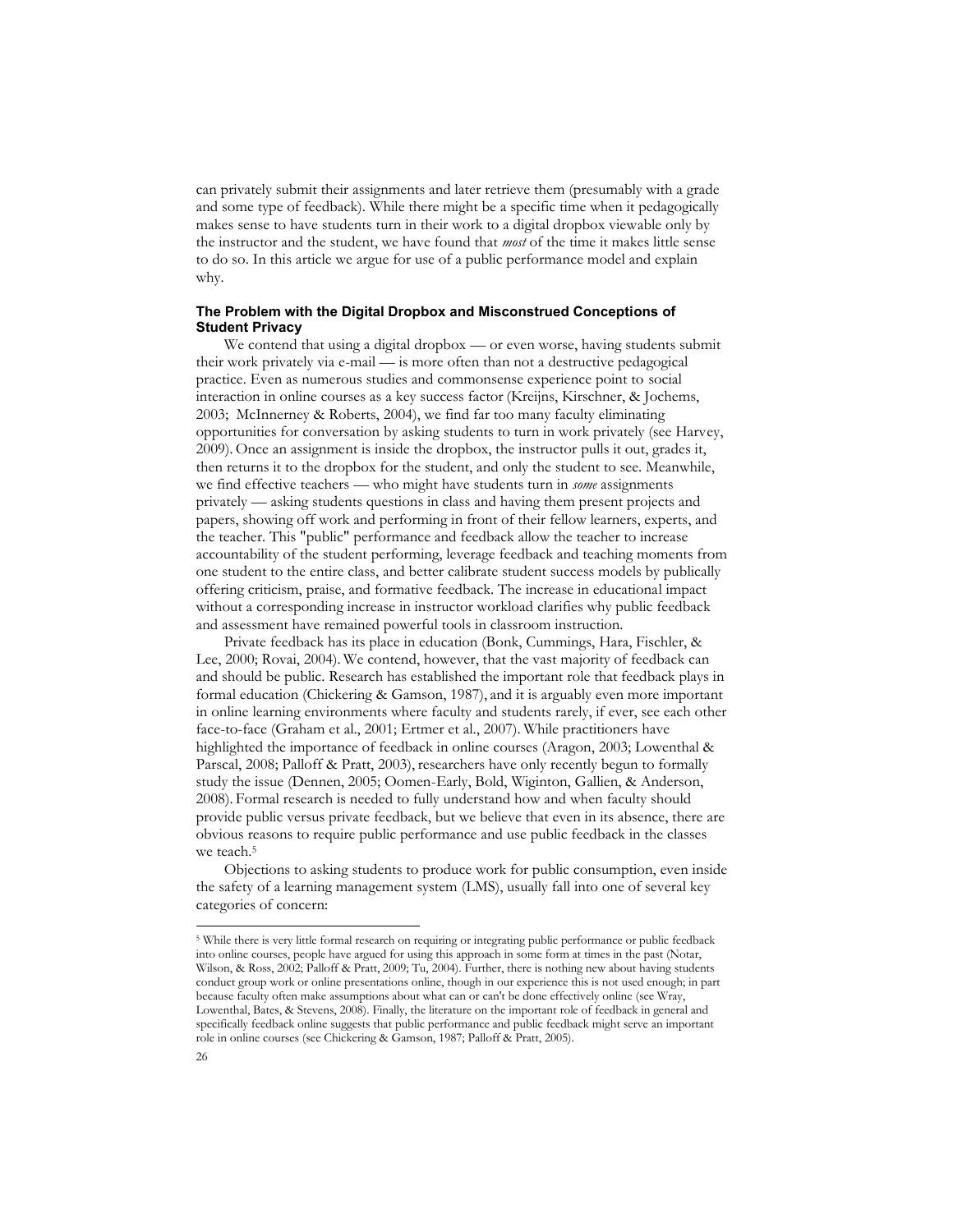can privately submit their assignments and later retrieve them (presumably with a grade and some type of feedback). While there might be a specific time when it pedagogically makes sense to have students turn in their work to a digital dropbox viewable only by the instructor and the student, we have found that *most* of the time it makes little sense to do so. In this article we argue for use of a public performance model and explain why.

### The Problem with the Digital Dropbox and Misconstrued Conceptions of Student Privacy

We contend that using a digital dropbox — or even worse, having students submit their work privately via e-mail — is more often than not a destructive pedagogical practice. Even as numerous studies and commonsense experience point to social interaction in online courses as a key success factor (Kreijns, Kirschner, & Jochems, 2003; McInnerney & Roberts, 2004), we find far too many faculty eliminating opportunities for conversation by asking students to turn in work privately (see Harvey, 2009). Once an assignment is inside the dropbox, the instructor pulls it out, grades it, then returns it to the dropbox for the student, and only the student to see. Meanwhile, we find effective teachers — who might have students turn in *some* assignments privately — asking students questions in class and having them present projects and papers, showing off work and performing in front of their fellow learners, experts, and the teacher. This "public" performance and feedback allow the teacher to increase accountability of the student performing, leverage feedback and teaching moments from one student to the entire class, and better calibrate student success models by publically offering criticism, praise, and formative feedback. The increase in educational impact without a corresponding increase in instructor workload clarifies why public feedback and assessment have remained powerful tools in classroom instruction.

Private feedback has its place in education (Bonk, Cummings, Hara, Fischler, & Lee, 2000; Rovai, 2004). We contend, however, that the vast majority of feedback can and should be public. Research has established the important role that feedback plays in formal education (Chickering & Gamson, 1987), and it is arguably even more important in online learning environments where faculty and students rarely, if ever, see each other face-to-face (Graham et al., 2001; Ertmer et al., 2007). While practitioners have highlighted the importance of feedback in online courses (Aragon, 2003; Lowenthal & Parscal, 2008; Palloff & Pratt, 2003), researchers have only recently begun to formally study the issue (Dennen, 2005; Oomen-Early, Bold, Wiginton, Gallien, & Anderson, 2008). Formal research is needed to fully understand how and when faculty should provide public versus private feedback, but we believe that even in its absence, there are obvious reasons to require public performance and use public feedback in the classes we teach.[5]

Objections to asking students to produce work for public consumption, even inside the safety of a learning management system (LMS), usually fall into one of several key categories of concern:

---

[5] While there is very little formal research on requiring or integrating public performance or public feedback into online courses, people have argued for using this approach in some form at times in the past (Notar, Wilson, & Ross, 2002; Palloff & Pratt, 2009; Tu, 2004). Further, there is nothing new about having students conduct group work or online presentations online, though in our experience this is not used enough; in part because faculty often make assumptions about what can or can't be done effectively online (see Wray, Lowenthal, Bates, & Stevens, 2008). Finally, the literature on the important role of feedback in general and specifically feedback online suggests that public performance and public feedback might serve an important role in online courses (see Chickering & Gamson, 1987; Palloff & Pratt, 2005).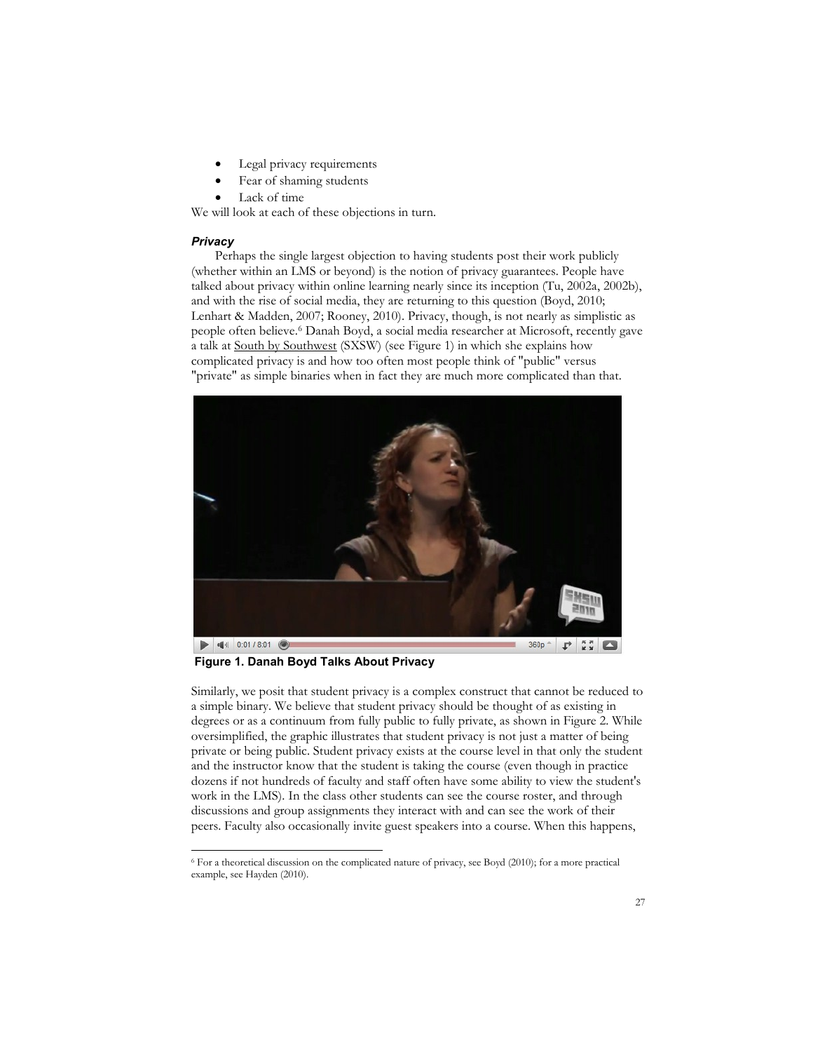- Legal privacy requirements
- Fear of shaming students
- Lack of time

We will look at each of these objections in turn.

### *Privacy*

Perhaps the single largest objection to having students post their work publicly (whether within an LMS or beyond) is the notion of privacy guarantees. People have talked about privacy within online learning nearly since its inception (Tu, 2002a, 2002b), and with the rise of social media, they are returning to this question (Boyd, 2010; Lenhart & Madden, 2007; Rooney, 2010). Privacy, though, is not nearly as simplistic as people often believe.[6] Danah Boyd, a social media researcher at Microsoft, recently gave a talk at South by Southwest (SXSW) (see Figure 1) in which she explains how complicated privacy is and how too often most people think of "public" versus "private" as simple binaries when in fact they are much more complicated than that.

**Figure 1. Danah Boyd Talks About Privacy**

Similarly, we posit that student privacy is a complex construct that cannot be reduced to a simple binary. We believe that student privacy should be thought of as existing in degrees or as a continuum from fully public to fully private, as shown in Figure 2. While oversimplified, the graphic illustrates that student privacy is not just a matter of being private or being public. Student privacy exists at the course level in that only the student and the instructor know that the student is taking the course (even though in practice dozens if not hundreds of faculty and staff often have some ability to view the student's work in the LMS). In the class other students can see the course roster, and through discussions and group assignments they interact with and can see the work of their peers. Faculty also occasionally invite guest speakers into a course. When this happens,

---

[6] For a theoretical discussion on the complicated nature of privacy, see Boyd (2010); for a more practical example, see Hayden (2010).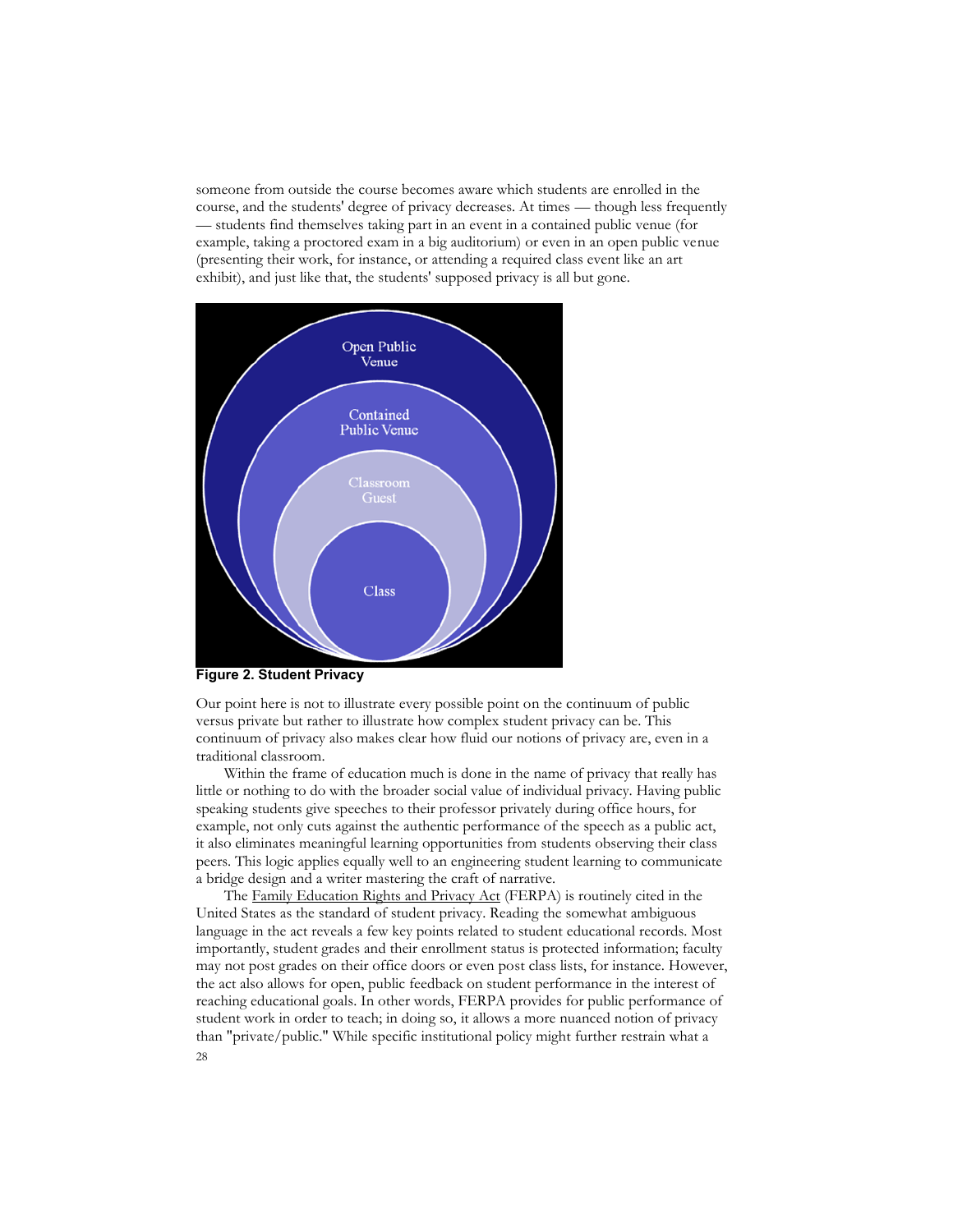someone from outside the course becomes aware which students are enrolled in the course, and the students' degree of privacy decreases. At times — though less frequently — students find themselves taking part in an event in a contained public venue (for example, taking a proctored exam in a big auditorium) or even in an open public venue (presenting their work, for instance, or attending a required class event like an art exhibit), and just like that, the students' supposed privacy is all but gone.

Open Public Venue

Contained Public Venue

Classroom Guest

Class

**Figure 2. Student Privacy**

Our point here is not to illustrate every possible point on the continuum of public versus private but rather to illustrate how complex student privacy can be. This continuum of privacy also makes clear how fluid our notions of privacy are, even in a traditional classroom.

Within the frame of education much is done in the name of privacy that really has little or nothing to do with the broader social value of individual privacy. Having public speaking students give speeches to their professor privately during office hours, for example, not only cuts against the authentic performance of the speech as a public act, it also eliminates meaningful learning opportunities from students observing their class peers. This logic applies equally well to an engineering student learning to communicate a bridge design and a writer mastering the craft of narrative.

The Family Education Rights and Privacy Act (FERPA) is routinely cited in the United States as the standard of student privacy. Reading the somewhat ambiguous language in the act reveals a few key points related to student educational records. Most importantly, student grades and their enrollment status is protected information; faculty may not post grades on their office doors or even post class lists, for instance. However, the act also allows for open, public feedback on student performance in the interest of reaching educational goals. In other words, FERPA provides for public performance of student work in order to teach; in doing so, it allows a more nuanced notion of privacy than "private/public." While specific institutional policy might further restrain what a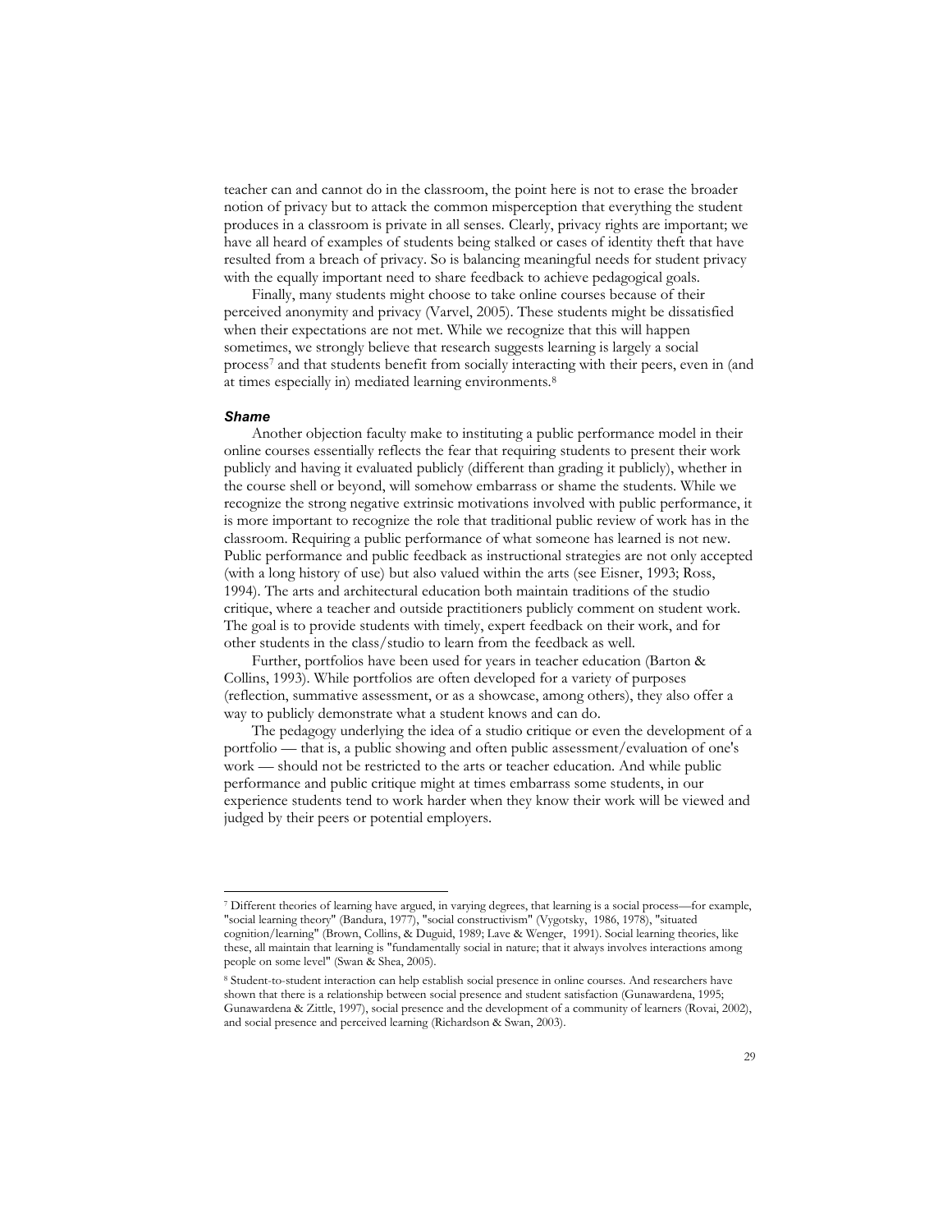teacher can and cannot do in the classroom, the point here is not to erase the broader notion of privacy but to attack the common misperception that everything the student produces in a classroom is private in all senses. Clearly, privacy rights are important; we have all heard of examples of students being stalked or cases of identity theft that have resulted from a breach of privacy. So is balancing meaningful needs for student privacy with the equally important need to share feedback to achieve pedagogical goals.

Finally, many students might choose to take online courses because of their perceived anonymity and privacy (Varvel, 2005). These students might be dissatisfied when their expectations are not met. While we recognize that this will happen sometimes, we strongly believe that research suggests learning is largely a social process[7] and that students benefit from socially interacting with their peers, even in (and at times especially in) mediated learning environments.[8]

#### *Shame*

Another objection faculty make to instituting a public performance model in their online courses essentially reflects the fear that requiring students to present their work publicly and having it evaluated publicly (different than grading it publicly), whether in the course shell or beyond, will somehow embarrass or shame the students. While we recognize the strong negative extrinsic motivations involved with public performance, it is more important to recognize the role that traditional public review of work has in the classroom. Requiring a public performance of what someone has learned is not new. Public performance and public feedback as instructional strategies are not only accepted (with a long history of use) but also valued within the arts (see Eisner, 1993; Ross, 1994). The arts and architectural education both maintain traditions of the studio critique, where a teacher and outside practitioners publicly comment on student work. The goal is to provide students with timely, expert feedback on their work, and for other students in the class/studio to learn from the feedback as well.

Further, portfolios have been used for years in teacher education (Barton & Collins, 1993). While portfolios are often developed for a variety of purposes (reflection, summative assessment, or as a showcase, among others), they also offer a way to publicly demonstrate what a student knows and can do.

The pedagogy underlying the idea of a studio critique or even the development of a portfolio — that is, a public showing and often public assessment/evaluation of one's work — should not be restricted to the arts or teacher education. And while public performance and public critique might at times embarrass some students, in our experience students tend to work harder when they know their work will be viewed and judged by their peers or potential employers.

---

[7] Different theories of learning have argued, in varying degrees, that learning is a social process—for example, "social learning theory" (Bandura, 1977), "social constructivism" (Vygotsky, 1986, 1978), "situated cognition/learning" (Brown, Collins, & Duguid, 1989; Lave & Wenger, 1991). Social learning theories, like these, all maintain that learning is "fundamentally social in nature; that it always involves interactions among people on some level" (Swan & Shea, 2005).

[8] Student-to-student interaction can help establish social presence in online courses. And researchers have shown that there is a relationship between social presence and student satisfaction (Gunawardena, 1995; Gunawardena & Zittle, 1997), social presence and the development of a community of learners (Rovai, 2002), and social presence and perceived learning (Richardson & Swan, 2003).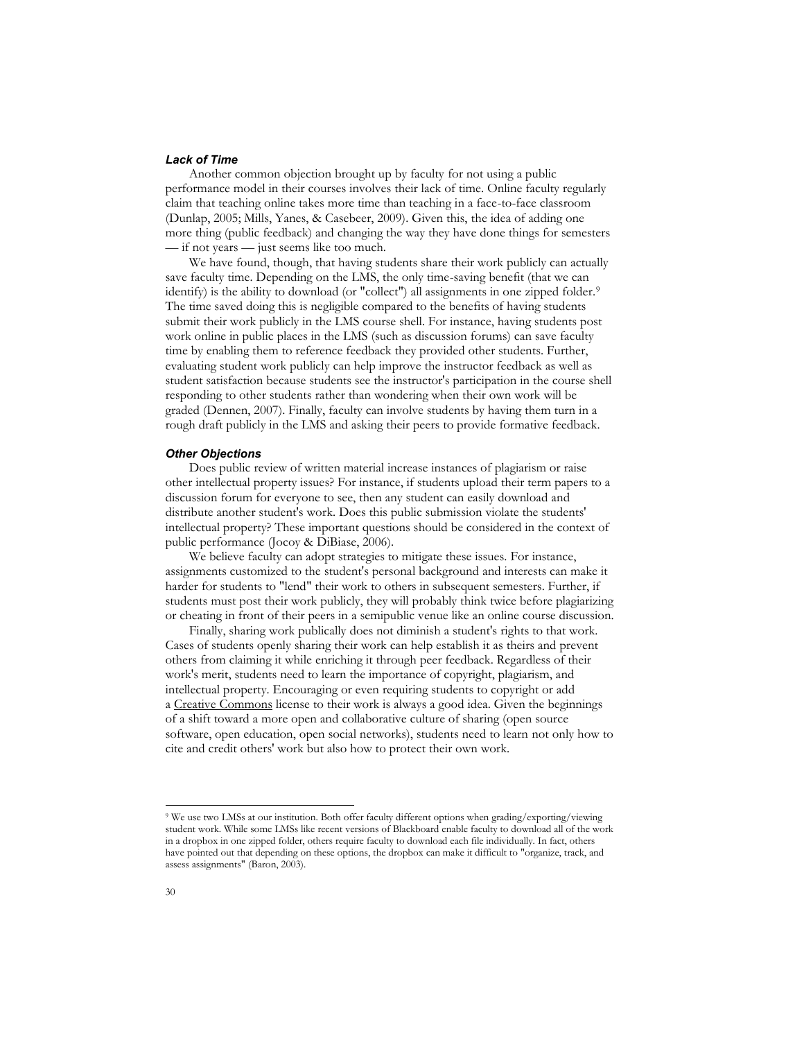### *Lack of Time*

Another common objection brought up by faculty for not using a public performance model in their courses involves their lack of time. Online faculty regularly claim that teaching online takes more time than teaching in a face-to-face classroom (Dunlap, 2005; Mills, Yanes, & Casebeer, 2009). Given this, the idea of adding one more thing (public feedback) and changing the way they have done things for semesters — if not years — just seems like too much.

We have found, though, that having students share their work publicly can actually save faculty time. Depending on the LMS, the only time-saving benefit (that we can identify) is the ability to download (or "collect") all assignments in one zipped folder.[9] The time saved doing this is negligible compared to the benefits of having students submit their work publicly in the LMS course shell. For instance, having students post work online in public places in the LMS (such as discussion forums) can save faculty time by enabling them to reference feedback they provided other students. Further, evaluating student work publicly can help improve the instructor feedback as well as student satisfaction because students see the instructor's participation in the course shell responding to other students rather than wondering when their own work will be graded (Dennen, 2007). Finally, faculty can involve students by having them turn in a rough draft publicly in the LMS and asking their peers to provide formative feedback.

### *Other Objections*

Does public review of written material increase instances of plagiarism or raise other intellectual property issues? For instance, if students upload their term papers to a discussion forum for everyone to see, then any student can easily download and distribute another student's work. Does this public submission violate the students' intellectual property? These important questions should be considered in the context of public performance (Jocoy & DiBiase, 2006).

We believe faculty can adopt strategies to mitigate these issues. For instance, assignments customized to the student's personal background and interests can make it harder for students to "lend" their work to others in subsequent semesters. Further, if students must post their work publicly, they will probably think twice before plagiarizing or cheating in front of their peers in a semipublic venue like an online course discussion.

Finally, sharing work publically does not diminish a student's rights to that work. Cases of students openly sharing their work can help establish it as theirs and prevent others from claiming it while enriching it through peer feedback. Regardless of their work's merit, students need to learn the importance of copyright, plagiarism, and intellectual property. Encouraging or even requiring students to copyright or add a Creative Commons license to their work is always a good idea. Given the beginnings of a shift toward a more open and collaborative culture of sharing (open source software, open education, open social networks), students need to learn not only how to cite and credit others' work but also how to protect their own work.

---

[9] We use two LMSs at our institution. Both offer faculty different options when grading/exporting/viewing student work. While some LMSs like recent versions of Blackboard enable faculty to download all of the work in a dropbox in one zipped folder, others require faculty to download eachh file individually. In fact, others have pointed out that depending on these options, the dropbox can make it difficult to "organize, track, and assess assignments" (Baron, 2003).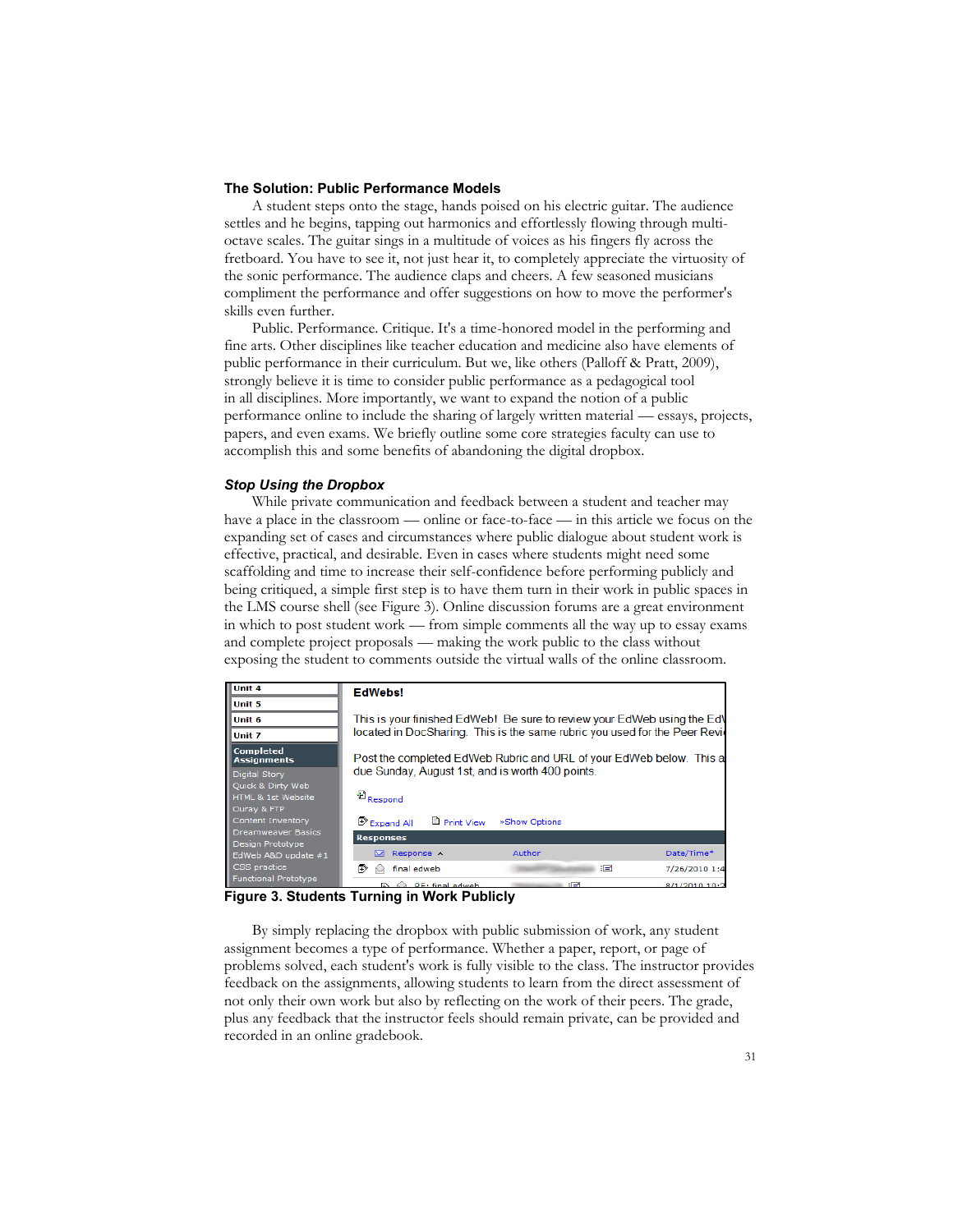## The Solution: Public Performance Models

A student steps onto the stage, hands poised on his electric guitar. The audience settles and he begins, tapping out harmonics and effortlessly flowing through multi-octave scales. The guitar sings in a multitude of voices as his fingers fly across the fretboard. You have to see it, not just hear it, to completely appreciate the virtuosity of the sonic performance. The audience claps and cheers. A few seasoned musicians compliment the performance and offer suggestions on how to move the performer's skills even further.

Public. Performance. Critique. It's a time-honored model in the performing and fine arts. Other disciplines like teacher education and medicine also have elements of public performance in their curriculum. But we, like others (Palloff & Pratt, 2009), strongly believe it is time to consider public performance as a pedagogical tool in all disciplines. More importantly, we want to expand the notion of a public performance online to include the sharing of largely written material — essays, projects, papers, and even exams. We briefly outline some core strategies faculty can use to accomplish this and some benefits of abandoning the digital dropbox.

### *Stop Using the Dropbox*

While private communication and feedback between a student and teacher may have a place in the classroom — online or face-to-face — in this article we focus on the expanding set of cases and circumstances where public dialogue about student work is effective, practical, and desirable. Even in cases where students might need some scaffolding and time to increase their self-confidence before performing publicly and being critiqued, a simple first step is to have them turn in their work in public spaces in the LMS course shell (see Figure 3). Online discussion forums are a great environment in which to post student work — from simple comments all the way up to essay exams and complete project proposals — making the work public to the class without exposing the student to comments outside the virtual walls of the online classroom.

**Figure 3. Students Turning in Work Publicly**

By simply replacing the dropbox with public submission of work, any student assignment becomes a type of performance. Whether a paper, report, or page of problems solved, each student's work is fully visible to the class. The instructor provides feedback on the assignments, allowing students to learn from the direct assessment of not only their own work but also by reflecting on the work of their peers. The grade, plus any feedback that the instructor feels should remain private, can be provided and recorded in an online gradebook.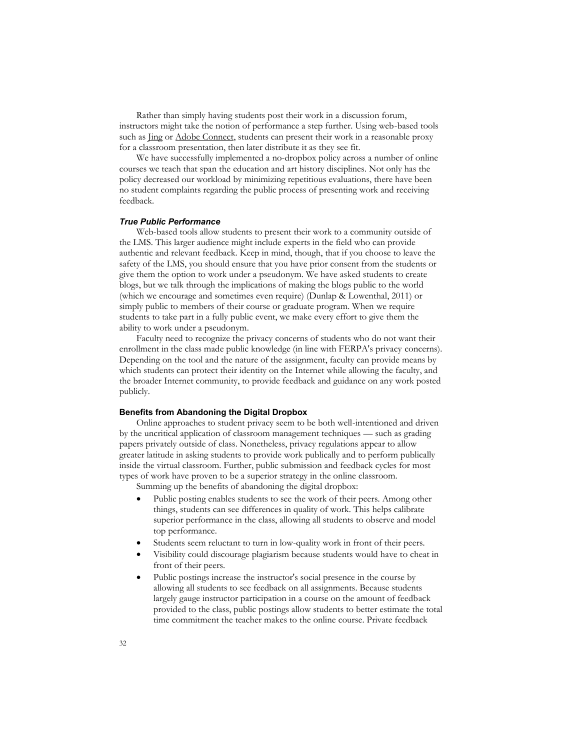Rather than simply having students post their work in a discussion forum, instructors might take the notion of performance a step further. Using web-based tools such as Jing or Adobe Connect, students can present their work in a reasonable proxy for a classroom presentation, then later distribute it as they see fit.

We have successfully implemented a no-dropbox policy across a number of online courses we teach that span the education and art history disciplines. Not only has the policy decreased our workload by minimizing repetitious evaluations, there have been no student complaints regarding the public process of presenting work and receiving feedback.

### *True Public Performance*

Web-based tools allow students to present their work to a community outside of the LMS. This larger audience might include experts in the field who can provide authentic and relevant feedback. Keep in mind, though, that if you choose to leave the safety of the LMS, you should ensure that you have prior consent from the students or give them the option to work under a pseudonym. We have asked students to create blogs, but we talk through the implications of making the blogs public to the world (which we encourage and sometimes even require) (Dunlap & Lowenthal, 2011) or simply public to members of their course or graduate program. When we require students to take part in a fully public event, we make every effort to give them the ability to work under a pseudonym.

Faculty need to recognize the privacy concerns of students who do not want their enrollment in the class made public knowledge (in line with FERPA's privacy concerns). Depending on the tool and the nature of the assignment, faculty can provide means by which students can protect their identity on the Internet while allowing the faculty, and the broader Internet community, to provide feedback and guidance on any work posted publicly.

## Benefits from Abandoning the Digital Dropbox

Online approaches to student privacy seem to be both well-intentioned and driven by the uncritical application of classroom management techniques — such as grading papers privately outside of class. Nonetheless, privacy regulations appear to allow greater latitude in asking students to provide work publically and to perform publically inside the virtual classroom. Further, public submission and feedback cycles for most types of work have proven to be a superior strategy in the online classroom.

Summing up the benefits of abandoning the digital dropbox:

- Public posting enables students to see the work of their peers. Among other things, students can see differences in quality of work. This helps calibrate superior performance in the class, allowing all students to observe and model top performance.
- Students seem reluctant to turn in low-quality work in front of their peers.
- Visibility could discourage plagiarism because students would have to cheat in front of their peers.
- Public postings increase the instructor's social presence in the course by allowing all students to see feedback on all assignments. Because students largely gauge instructor participation in a course on the amount of feedback provided to the class, public postings allow students to better estimate the total time commitment the teacher makes to the online course. Private feedback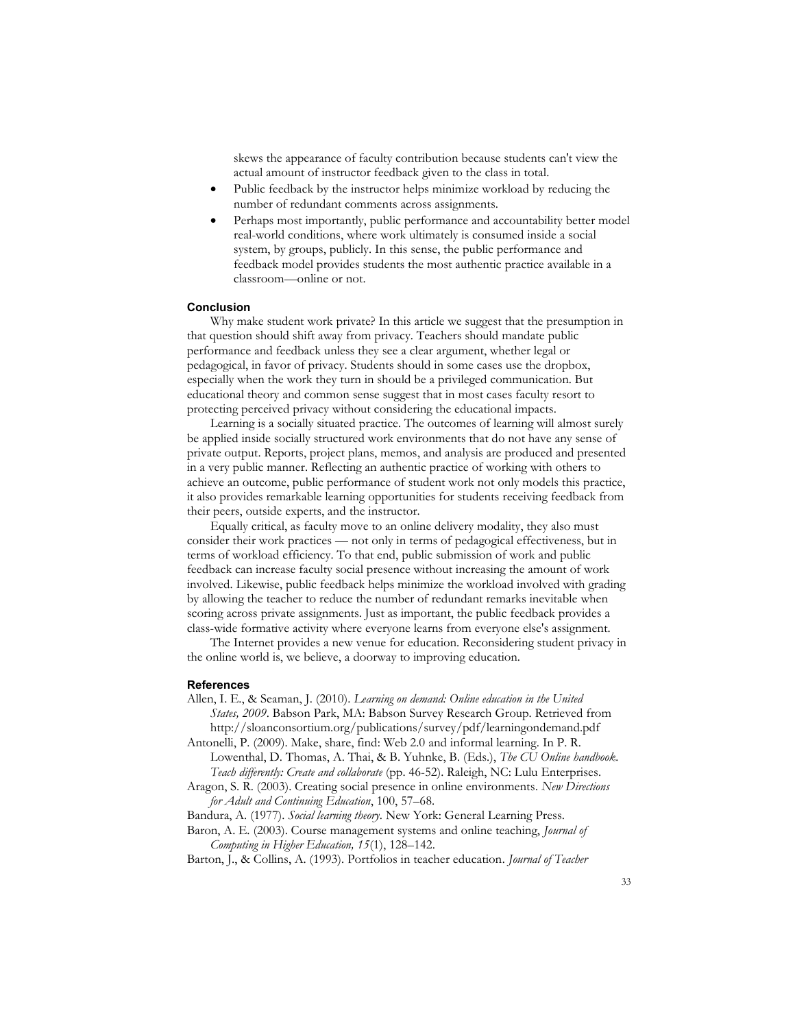skews the appearance of faculty contribution because students can't view the actual amount of instructor feedback given to the class in total.

- Public feedback by the instructor helps minimize workload by reducing the number of redundant comments across assignments.
- Perhaps most importantly, public performance and accountability better model real-world conditions, where work ultimately is consumed inside a social system, by groups, publicly. In this sense, the public performance and feedback model provides students the most authentic practice available in a classroom—online or not.

### Conclusion

Why make student work private? In this article we suggest that the presumption in that question should shift away from privacy. Teachers should mandate public performance and feedback unless they see a clear argument, whether legal or pedagogical, in favor of privacy. Students should in some cases use the dropbox, especially when the work they turn in should be a privileged communication. But educational theory and common sense suggest that in most cases faculty resort to protecting perceived privacy without considering the educational impacts.

Learning is a socially situated practice. The outcomes of learning will almost surely be applied inside socially structured work environments that do not have any sense of private output. Reports, project plans, memos, and analysis are produced and presented in a very public manner. Reflecting an authentic practice of working with others to achieve an outcome, public performance of student work not only models this practice, it also provides remarkable learning opportunities for students receiving feedback from their peers, outside experts, and the instructor.

Equally critical, as faculty move to an online delivery modality, they also must consider their work practices — not only in terms of pedagogical effectiveness, but in terms of workload efficiency. To that end, public submission of work and public feedback can increase faculty social presence without increasing the amount of work involved. Likewise, public feedback helps minimize the workload involved with grading by allowing the teacher to reduce the number of redundant remarks inevitable when scoring across private assignments. Just as important, the public feedback provides a class-wide formative activity where everyone learns from everyone else's assignment.

The Internet provides a new venue for education. Reconsidering student privacy in the online world is, we believe, a doorway to improving education.

### References

Allen, I. E., & Seaman, J. (2010). *Learning on demand: Online education in the United States, 2009*. Babson Park, MA: Babson Survey Research Group. Retrieved from http://sloanconsortium.org/publications/survey/pdf/learningondemand.pdf

Antonelli, P. (2009). Make, share, find: Web 2.0 and informal learning. In P. R. Lowenthal, D. Thomas, A. Thai, & B. Yuhnke, B. (Eds.), *The CU Online handbook. Teach differently: Create and collaborate* (pp. 46-52). Raleigh, NC: Lulu Enterprises.

Aragon, S. R. (2003). Creating social presence in online environments. *New Directions for Adult and Continuing Education*, 100, 57–68.

Bandura, A. (1977). *Social learning theory*. New York: General Learning Press.

Baron, A. E. (2003). Course management systems and online teaching, *Journal of Computing in Higher Education, 15*(1), 128–142.

Barton, J., & Collins, A. (1993). Portfolios in teacher education. *Journal of Teacher*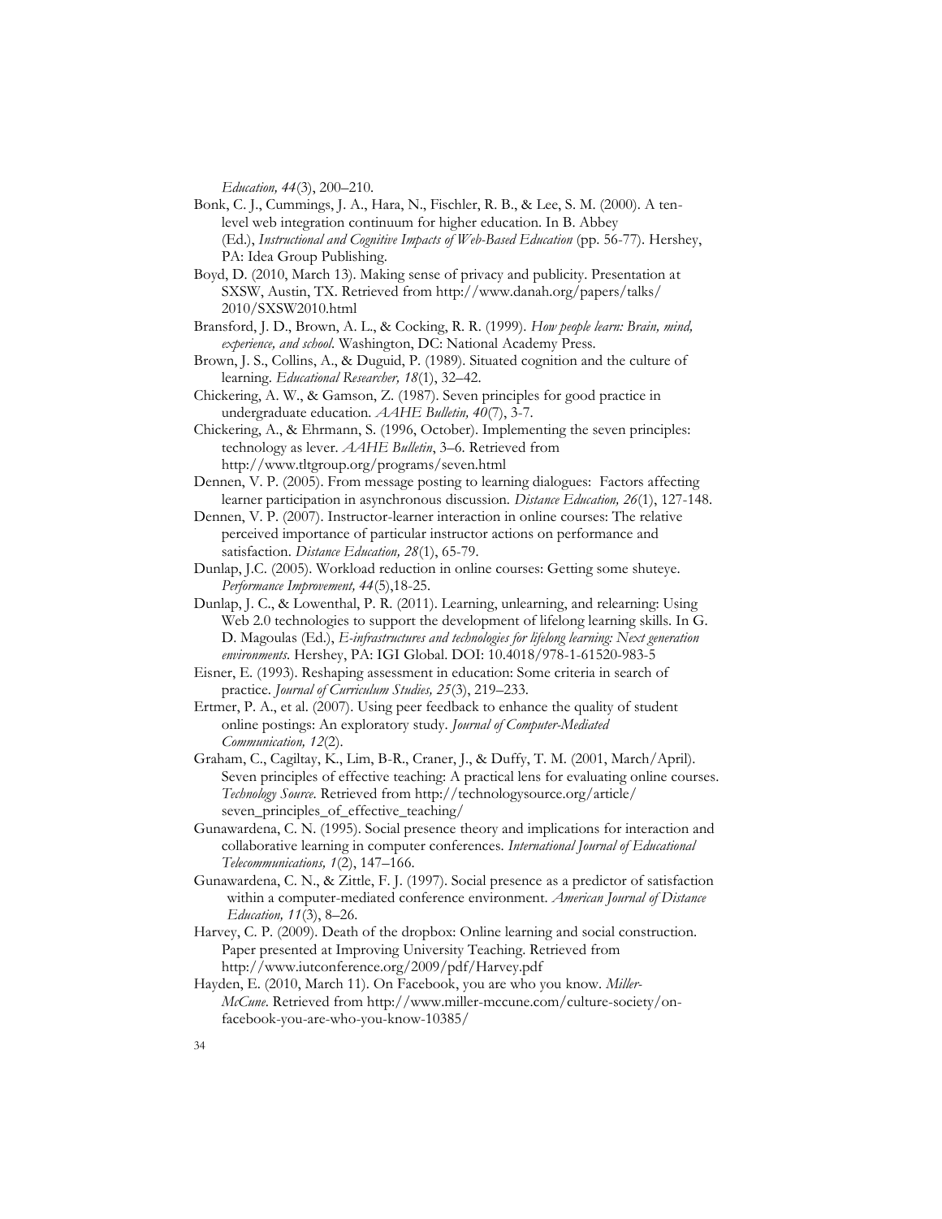*Education, 44*(3), 200–210.

Bonk, C. J., Cummings, J. A., Hara, N., Fischler, R. B., & Lee, S. M. (2000). A ten-level web integration continuum for higher education. In B. Abbey (Ed.), *Instructional and Cognitive Impacts of Web-Based Education* (pp. 56-77). Hershey, PA: Idea Group Publishing.

Boyd, D. (2010, March 13). Making sense of privacy and publicity. Presentation at SXSW, Austin, TX. Retrieved from http://www.danah.org/papers/talks/2010/SXSW2010.html

Bransford, J. D., Brown, A. L., & Cocking, R. R. (1999). *How people learn: Brain, mind, experience, and school.* Washington, DC: National Academy Press.

Brown, J. S., Collins, A., & Duguid, P. (1989). Situated cognition and the culture of learning. *Educational Researcher, 18*(1), 32–42.

Chickering, A. W., & Gamson, Z. (1987). Seven principles for good practice in undergraduate education. *AAHE Bulletin, 40*(7), 3-7.

Chickering, A., & Ehrmann, S. (1996, October). Implementing the seven principles: technology as lever. *AAHE Bulletin*, 3–6. Retrieved from http://www.tltgroup.org/programs/seven.html

Dennen, V. P. (2005). From message posting to learning dialogues: Factors affecting learner participation in asynchronous discussion. *Distance Education, 26*(1), 127-148.

Dennen, V. P. (2007). Instructor-learner interaction in online courses: The relative perceived importance of particular instructor actions on performance and satisfaction. *Distance Education, 28*(1), 65-79.

Dunlap, J.C. (2005). Workload reduction in online courses: Getting some shuteye. *Performance Improvement, 44*(5),18-25.

Dunlap, J. C., & Lowenthal, P. R. (2011). Learning, unlearning, and relearning: Using Web 2.0 technologies to support the development of lifelong learning skills. In G. D. Magoulas (Ed.), *E-infrastructures and technologies for lifelong learning: Next generation environments*. Hershey, PA: IGI Global. DOI: 10.4018/978-1-61520-983-5

Eisner, E. (1993). Reshaping assessment in education: Some criteria in search of practice. *Journal of Curriculum Studies, 25*(3), 219–233.

Ertmer, P. A., et al. (2007). Using peer feedback to enhance the quality of student online postings: An exploratory study. *Journal of Computer-Mediated Communication, 12*(2).

Graham, C., Cagiltay, K., Lim, B-R., Craner, J., & Duffy, T. M. (2001, March/April). Seven principles of effective teaching: A practical lens for evaluating online courses. *Technology Source*. Retrieved from http://technologysource.org/article/seven_principles_of_effective_teaching/

Gunawardena, C. N. (1995). Social presence theory and implications for interaction and collaborative learning in computer conferences. *International Journal of Educational Telecommunications, 1*(2), 147–166.

Gunawardena, C. N., & Zittle, F. J. (1997). Social presence as a predictor of satisfaction within a computer-mediated conference environment. *American Journal of Distance Education, 11*(3), 8–26.

Harvey, C. P. (2009). Death of the dropbox: Online learning and social construction. Paper presented at Improving University Teaching. Retrieved from http://www.iutconference.org/2009/pdf/Harvey.pdf

Hayden, E. (2010, March 11). On Facebook, you are who you know. *Miller-McCune*. Retrieved from http://www.miller-mccune.com/culture-society/on-facebook-you-are-who-you-know-10385/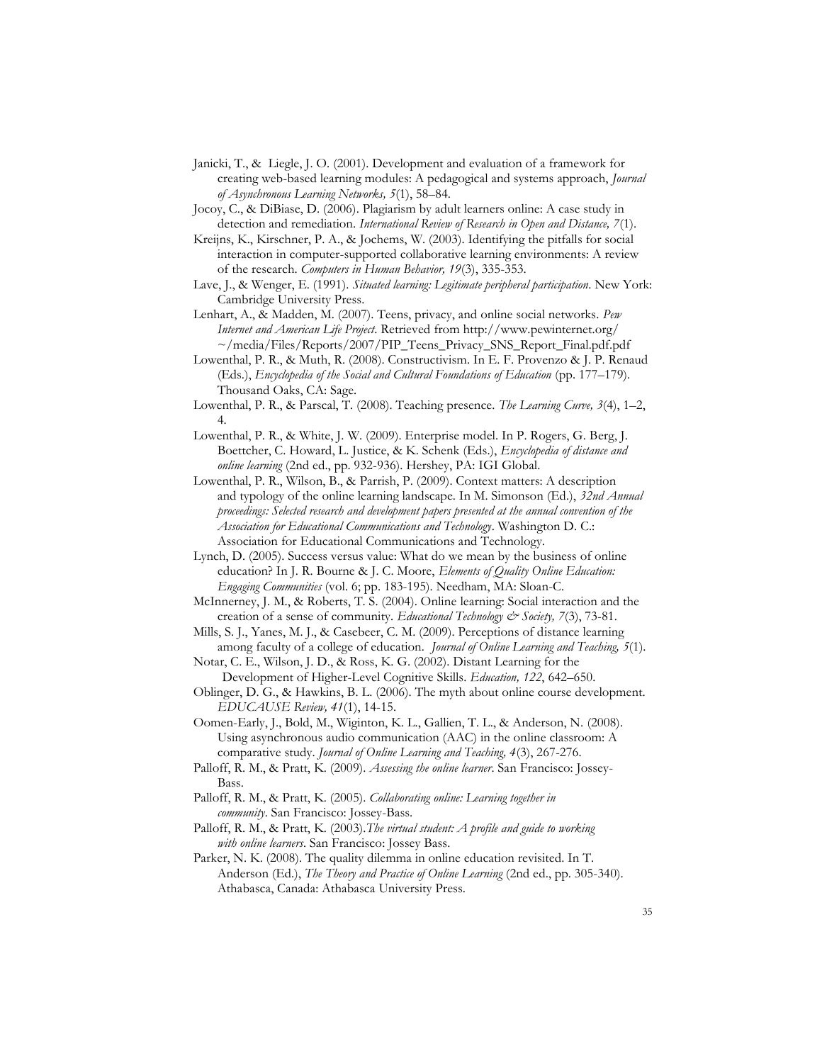Janicki, T., & Liegle, J. O. (2001). Development and evaluation of a framework for creating web-based learning modules: A pedagogical and systems approach, *Journal of Asynchronous Learning Networks, 5*(1), 58–84.

Jocoy, C., & DiBiase, D. (2006). Plagiarism by adult learners online: A case study in detection and remediation. *International Review of Research in Open and Distance, 7*(1).

Kreijns, K., Kirschner, P. A., & Jochems, W. (2003). Identifying the pitfalls for social interaction in computer-supported collaborative learning environments: A review of the research. *Computers in Human Behavior, 19*(3), 335-353.

Lave, J., & Wenger, E. (1991). *Situated learning: Legitimate peripheral participation*. New York: Cambridge University Press.

Lenhart, A., & Madden, M. (2007). Teens, privacy, and online social networks. *Pew Internet and American Life Project*. Retrieved from http://www.pewinternet.org/~/media/Files/Reports/2007/PIP_Teens_Privacy_SNS_Report_Final.pdf.pdf

Lowenthal, P. R., & Muth, R. (2008). Constructivism. In E. F. Provenzo & J. P. Renaud (Eds.), *Encyclopedia of the Social and Cultural Foundations of Education* (pp. 177–179). Thousand Oaks, CA: Sage.

Lowenthal, P. R., & Parscal, T. (2008). Teaching presence. *The Learning Curve, 3*(4), 1–2, 4.

Lowenthal, P. R., & White, J. W. (2009). Enterprise model. In P. Rogers, G. Berg, J. Boettcher, C. Howard, L. Justice, & K. Schenk (Eds.), *Encyclopedia of distance and online learning* (2nd ed., pp. 932-936). Hershey, PA: IGI Global.

Lowenthal, P. R., Wilson, B., & Parrish, P. (2009). Context matters: A description and typology of the online learning landscape. In M. Simonson (Ed.), *32nd Annual proceedings: Selected research and development papers presented at the annual convention of the Association for Educational Communications and Technology*. Washington D. C.: Association for Educational Communications and Technology.

Lynch, D. (2005). Success versus value: What do we mean by the business of online education? In J. R. Bourne & J. C. Moore, *Elements of Quality Online Education: Engaging Communities* (vol. 6; pp. 183-195). Needham, MA: Sloan-C.

McInnerney, J. M., & Roberts, T. S. (2004). Online learning: Social interaction and the creation of a sense of community. *Educational Technology & Society, 7*(3), 73-81.

Mills, S. J., Yanes, M. J., & Casebeer, C. M. (2009). Perceptions of distance learning among faculty of a college of education. *Journal of Online Learning and Teaching, 5*(1).

Notar, C. E., Wilson, J. D., & Ross, K. G. (2002). Distant Learning for the Development of Higher-Level Cognitive Skills. *Education, 122*, 642–650.

Oblinger, D. G., & Hawkins, B. L. (2006). The myth about online course development. *EDUCAUSE Review, 41*(1), 14-15.

Oomen-Early, J., Bold, M., Wiginton, K. L., Gallien, T. L., & Anderson, N. (2008). Using asynchronous audio communication (AAC) in the online classroom: A comparative study. *Journal of Online Learning and Teaching, 4*(3), 267-276.

Palloff, R. M., & Pratt, K. (2009). *Assessing the online learner*. San Francisco: Jossey-Bass.

Palloff, R. M., & Pratt, K. (2005). *Collaborating online: Learning together in community*. San Francisco: Jossey-Bass.

Palloff, R. M., & Pratt, K. (2003).*The virtual student: A profile and guide to working with online learners*. San Francisco: Jossey Bass.

Parker, N. K. (2008). The quality dilemma in online education revisited. In T. Anderson (Ed.), *The Theory and Practice of Online Learning* (2nd ed., pp. 305-340). Athabasca, Canada: Athabasca University Press.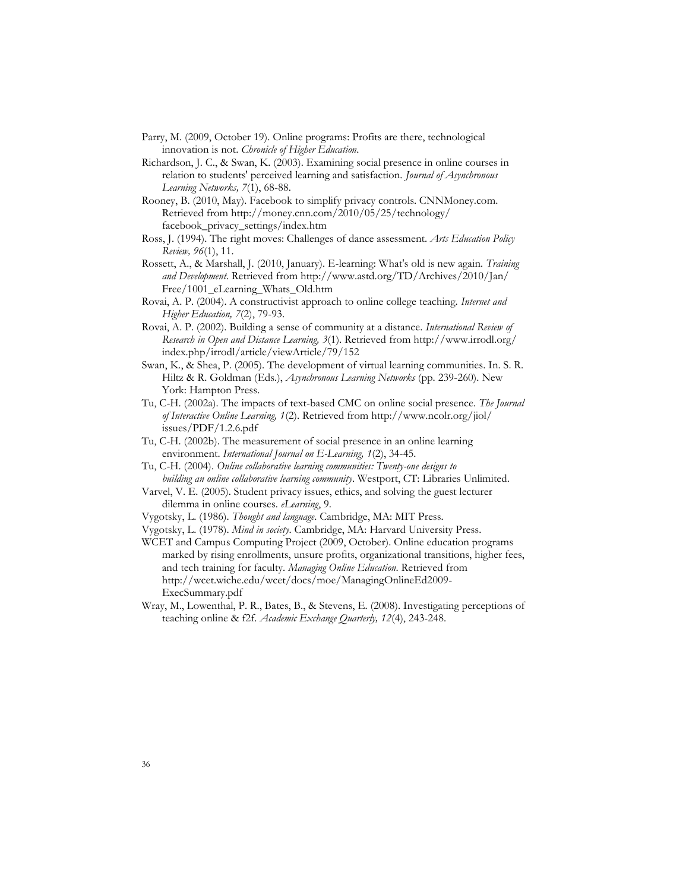Parry, M. (2009, October 19). Online programs: Profits are there, technological innovation is not. *Chronicle of Higher Education*.

Richardson, J. C., & Swan, K. (2003). Examining social presence in online courses in relation to students' perceived learning and satisfaction. *Journal of Asynchronous Learning Networks, 7*(1), 68-88.

Rooney, B. (2010, May). Facebook to simplify privacy controls. CNNMoney.com. Retrieved from http://money.cnn.com/2010/05/25/technology/facebook_privacy_settings/index.htm

Ross, J. (1994). The right moves: Challenges of dance assessment. *Arts Education Policy Review, 96*(1), 11.

Rossett, A., & Marshall, J. (2010, January). E-learning: What's old is new again. *Training and Development*. Retrieved from http://www.astd.org/TD/Archives/2010/Jan/Free/1001_eLearning_Whats_Old.htm

Rovai, A. P. (2004). A constructivist approach to online college teaching. *Internet and Higher Education, 7*(2), 79-93.

Rovai, A. P. (2002). Building a sense of community at a distance. *International Review of Research in Open and Distance Learning, 3*(1). Retrieved from http://www.irrodl.org/index.php/irrodl/article/viewArticle/79/152

Swan, K., & Shea, P. (2005). The development of virtual learning communities. In. S. R. Hiltz & R. Goldman (Eds.), *Asynchronous Learning Networks* (pp. 239-260). New York: Hampton Press.

Tu, C-H. (2002a). The impacts of text-based CMC on online social presence. *The Journal of Interactive Online Learning, 1*(2). Retrieved from http://www.ncolr.org/jiol/issues/PDF/1.2.6.pdf

Tu, C-H. (2002b). The measurement of social presence in an online learning environment. *International Journal on E-Learning, 1*(2), 34-45.

Tu, C-H. (2004). *Online collaborative learning communities: Twenty-one designs to building an online collaborative learning community*. Westport, CT: Libraries Unlimited.

Varvel, V. E. (2005). Student privacy issues, ethics, and solving the guest lecturer dilemma in online courses. *eLearning*, 9.

Vygotsky, L. (1986). *Thought and language*. Cambridge, MA: MIT Press.

Vygotsky, L. (1978). *Mind in society*. Cambridge, MA: Harvard University Press.

WCET and Campus Computing Project (2009, October). Online education programs marked by rising enrollments, unsure profits, organizational transitions, higher fees, and tech training for faculty. *Managing Online Education*. Retrieved from http://wcet.wiche.edu/wcet/docs/moe/ManagingOnlineEd2009-ExecSummary.pdf

Wray, M., Lowenthal, P. R., Bates, B., & Stevens, E. (2008). Investigating perceptions of teaching online & f2f. *Academic Exchange Quarterly, 12*(4), 243-248.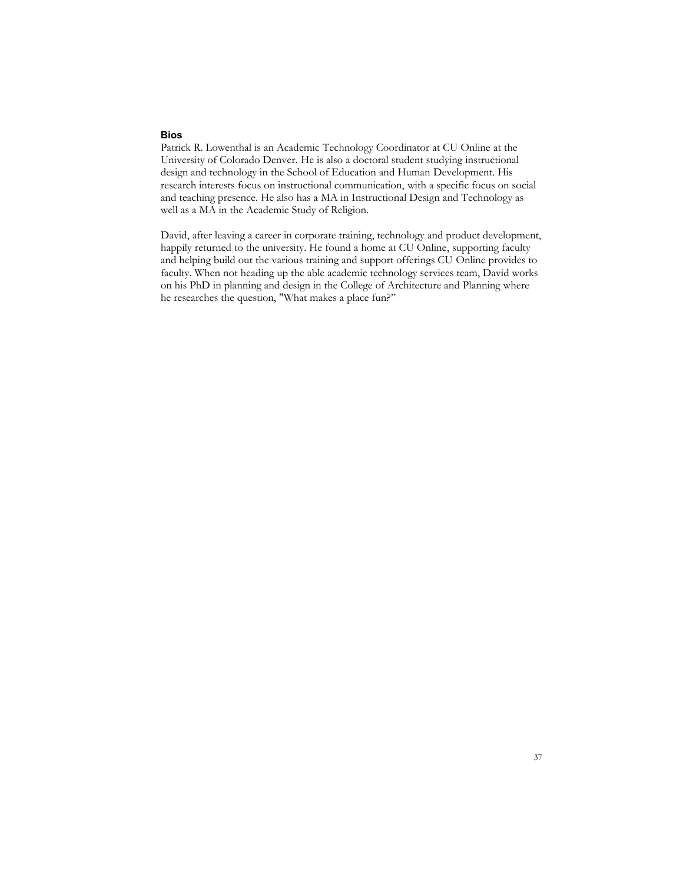**Bios**

Patrick R. Lowenthal is an Academic Technology Coordinator at CU Online at the University of Colorado Denver. He is also a doctoral student studying instructional design and technology in the School of Education and Human Development. His research interests focus on instructional communication, with a specific focus on social and teaching presence. He also has a MA in Instructional Design and Technology as well as a MA in the Academic Study of Religion.

David, after leaving a career in corporate training, technology and product development, happily returned to the university. He found a home at CU Online, supporting faculty and helping build out the various training and support offerings CU Online provides to faculty. When not heading up the able academic technology services team, David works on his PhD in planning and design in the College of Architecture and Planning where he researches the question, "What makes a place fun?"